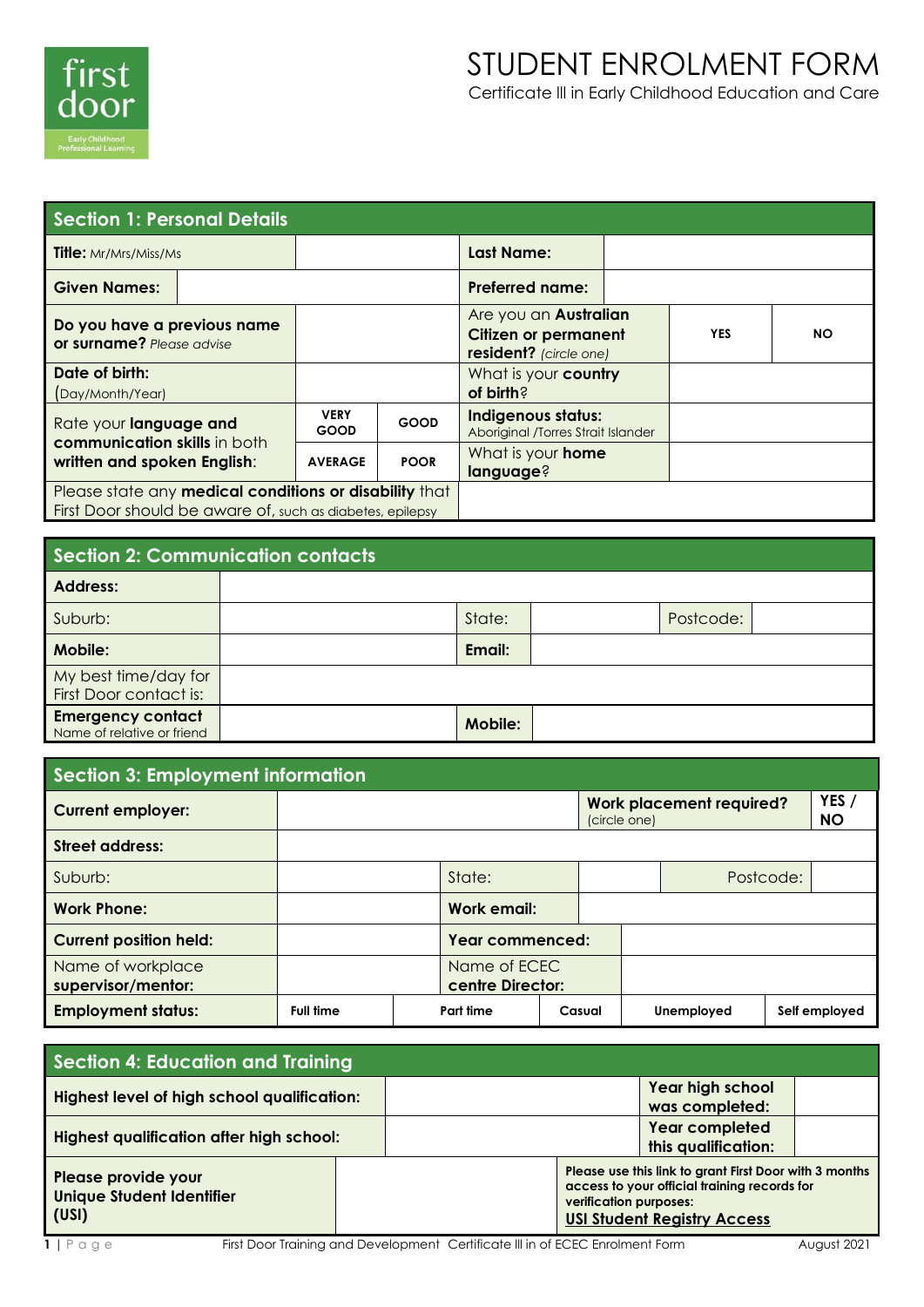first door
Early Childhood Professional Learning

# STUDENT ENROLMENT FORM

Certificate III in Early Childhood Education and Care

## Section 1: Personal Details

| | | | | |
|---|---|---|---|---|
| **Title:** Mr/Mrs/Miss/Ms | | **Last Name:** | | |
| **Given Names:** | | **Preferred name:** | | |
| **Do you have a previous name or surname?** *Please advise* | | Are you an **Australian Citizen or permanent resident?** *(circle one)* | **YES** | **NO** |
| **Date of birth:** (Day/Month/Year) | | What is your **country of birth**? | | |
| Rate your **language and communication skills** in both **written and spoken English**: | **VERY GOOD** / **GOOD** / **AVERAGE** / **POOR** | **Indigenous status:** Aboriginal /Torres Strait Islander | | |
| | | What is your **home language**? | | |
| Please state any **medical conditions or disability** that First Door should be aware of, such as diabetes, epilepsy | | | | |

## Section 2: Communication contacts

| | | | | | |
|---|---|---|---|---|---|
| **Address:** | | | | | |
| Suburb: | | State: | | Postcode: | |
| **Mobile:** | | **Email:** | | | |
| My best time/day for First Door contact is: | | | | | |
| **Emergency contact** Name of relative or friend | | **Mobile:** | | | |

## Section 3: Employment information

| | | | | | |
|---|---|---|---|---|---|
| **Current employer:** | | | **Work placement required?** (circle one) | | **YES / NO** |
| **Street address:** | | | | | |
| Suburb: | | State: | | Postcode: | |
| **Work Phone:** | | **Work email:** | | | |
| **Current position held:** | | **Year commenced:** | | | |
| Name of workplace **supervisor/mentor:** | | Name of ECEC **centre Director:** | | | |
| **Employment status:** | **Full time** | **Part time** | **Casual** | **Unemployed** | **Self employed** |

## Section 4: Education and Training

| | | | |
|---|---|---|---|
| **Highest level of high school qualification:** | | **Year high school was completed:** | |
| **Highest qualification after high school:** | | **Year completed this qualification:** | |
| **Please provide your Unique Student Identifier (USI)** | | **Please use this link to grant First Door with 3 months access to your official training records for verification purposes:** **USI Student Registry Access** | |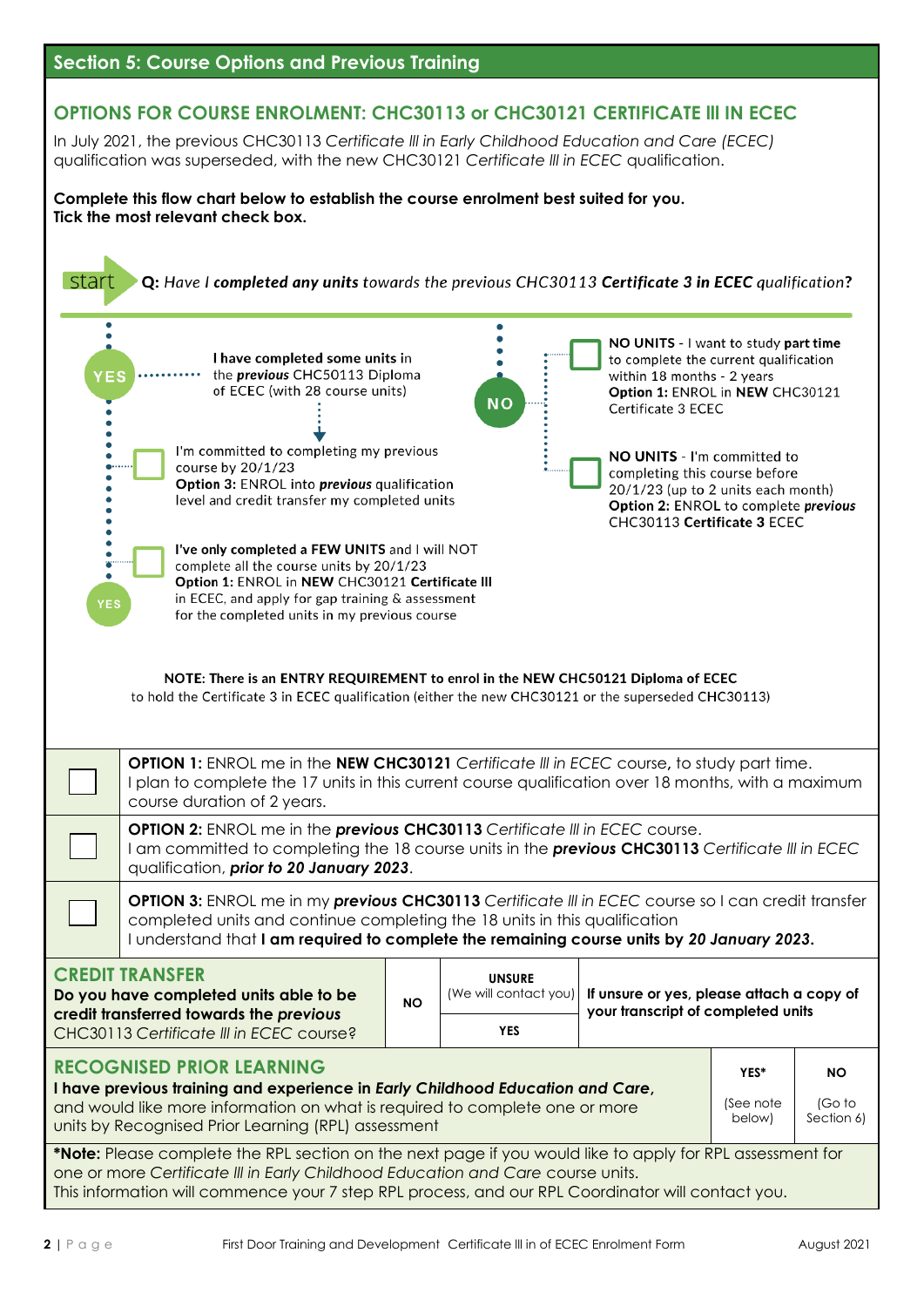## Section 5: Course Options and Previous Training

### OPTIONS FOR COURSE ENROLMENT: CHC30113 or CHC30121 CERTIFICATE III IN ECEC

In July 2021, the previous CHC30113 *Certificate III in Early Childhood Education and Care (ECEC)* qualification was superseded, with the new CHC30121 *Certificate III in ECEC* qualification.

**Complete this flow chart below to establish the course enrolment best suited for you.**
**Tick the most relevant check box.**

start **Q:** *Have I **completed any units** towards the previous CHC30113 **Certificate 3 in ECEC** qualification?*

**YES**

I have completed some units in the *previous* CHC50113 Diploma of ECEC (with 28 course units)

- ☐ I'm committed to completing my previous course by 20/1/23
  **Option 3:** ENROL into ***previous*** qualification level and credit transfer my completed units
- ☐ **I've only completed a FEW UNITS** and I will NOT complete all the course units by 20/1/23
  **Option 1:** ENROL in **NEW** CHC30121 **Certificate III** in ECEC, and apply for gap training & assessment for the completed units in my previous course

**NO**

- ☐ **NO UNITS** - I want to study **part time** to complete the current qualification within 18 months - 2 years
  **Option 1:** ENROL in **NEW** CHC30121 Certificate 3 ECEC
- ☐ **NO UNITS** - I'm committed to completing this course before 20/1/23 (up to 2 units each month)
  **Option 2:** ENROL to complete ***previous*** CHC30113 **Certificate 3** ECEC

**NOTE: There is an ENTRY REQUIREMENT to enrol in the NEW CHC50121 Diploma of ECEC** to hold the Certificate 3 in ECEC qualification (either the new CHC30121 or the superseded CHC30113)

| | |
|---|---|
| ☐ | **OPTION 1:** ENROL me in the **NEW CHC30121** *Certificate III in ECEC* course**,** to study part time. I plan to complete the 17 units in this current course qualification over 18 months, with a maximum course duration of 2 years. |
| ☐ | **OPTION 2:** ENROL me in the ***previous*** **CHC30113** *Certificate III in ECEC* course. I am committed to completing the 18 course units in the ***previous*** **CHC30113** *Certificate III in ECEC* qualification, ***prior to 20 January 2023***. |
| ☐ | **OPTION 3:** ENROL me in my ***previous*** **CHC30113** *Certificate III in ECEC* course so I can credit transfer completed units and continue completing the 18 units in this qualification I understand that **I am required to complete the remaining course units by *20 January 2023*.** |

| **CREDIT TRANSFER** **Do you have completed units able to be credit transferred towards the *previous*** CHC30113 *Certificate III in ECEC* course? | **NO** | **UNSURE** (We will contact you) / **YES** | **If unsure or yes, please attach a copy of your transcript of completed units** |
|---|---|---|---|

| **RECOGNISED PRIOR LEARNING** **I have previous training and experience in *Early Childhood Education and Care*,** and would like more information on what is required to complete one or more units by Recognised Prior Learning (RPL) assessment | **YES*** (See note below) | **NO** (Go to Section 6) |
|---|---|---|

***Note:** Please complete the RPL section on the next page if you would like to apply for RPL assessment for one or more *Certificate III in Early Childhood Education and Care* course units.
This information will commence your 7 step RPL process, and our RPL Coordinator will contact you.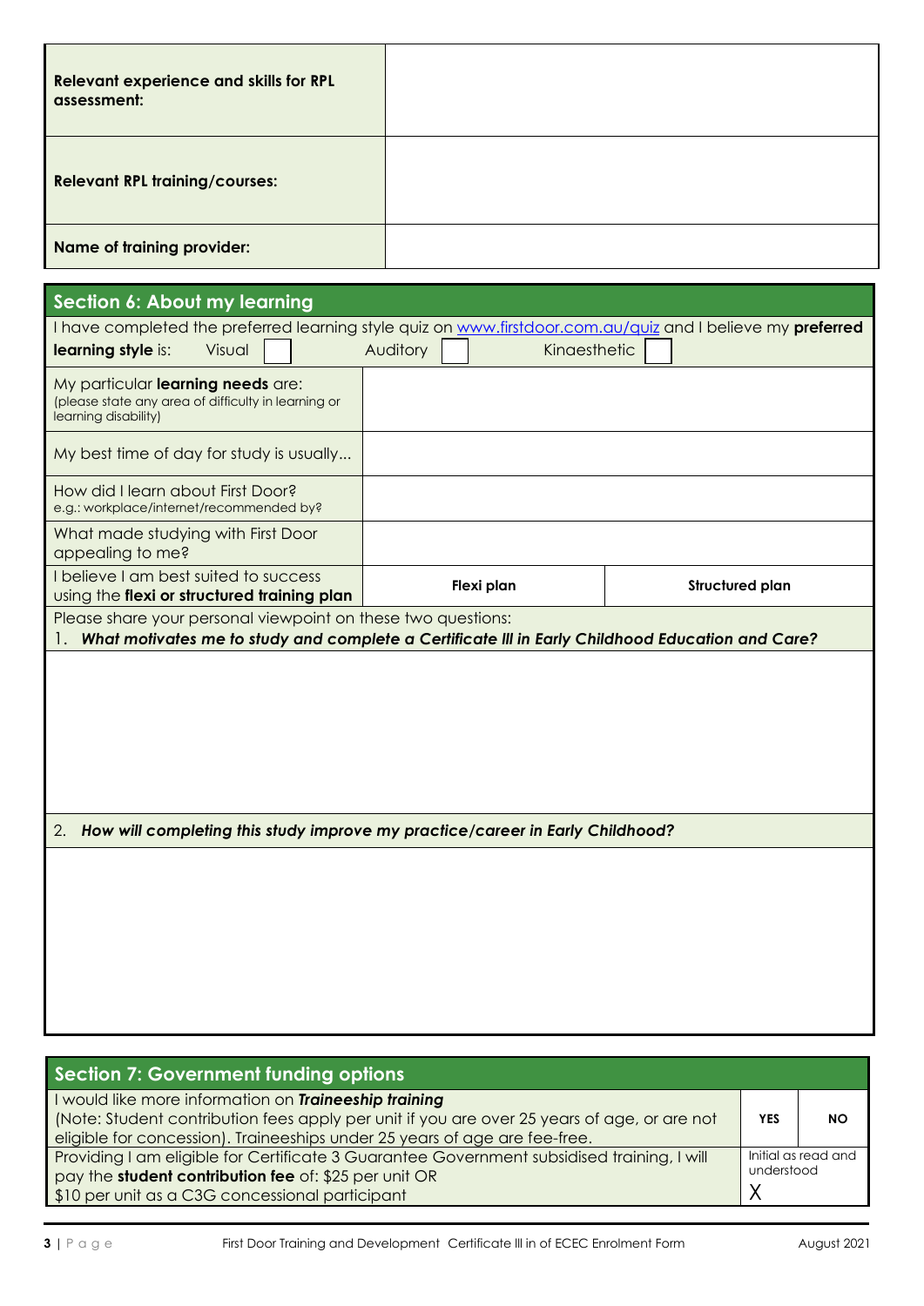| Relevant experience and skills for RPL assessment: | |
|---|---|
| **Relevant RPL training/courses:** | |
| **Name of training provider:** | |

## Section 6: About my learning

I have completed the preferred learning style quiz on www.firstdoor.com.au/quiz and I believe my **preferred learning style** is: Visual ☐ Auditory ☐ Kinaesthetic ☐

| | | |
|---|---|---|
| My particular **learning needs** are: (please state any area of difficulty in learning or learning disability) | | |
| My best time of day for study is usually... | | |
| How did I learn about First Door? e.g.: workplace/internet/recommended by? | | |
| What made studying with First Door appealing to me? | | |
| I believe I am best suited to success using the **flexi or structured training plan** | **Flexi plan** | **Structured plan** |

Please share your personal viewpoint on these two questions:

1. ***What motivates me to study and complete a Certificate III in Early Childhood Education and Care?***

2. ***How will completing this study improve my practice/career in Early Childhood?***

## Section 7: Government funding options

| | | |
|---|---|---|
| I would like more information on ***Traineeship training*** (Note: Student contribution fees apply per unit if you are over 25 years of age, or are not eligible for concession). Traineeships under 25 years of age are fee-free. | **YES** | **NO** |
| Providing I am eligible for Certificate 3 Guarantee Government subsidised training, I will pay the **student contribution fee** of: $25 per unit OR $10 per unit as a C3G concessional participant | Initial as read and understood X | |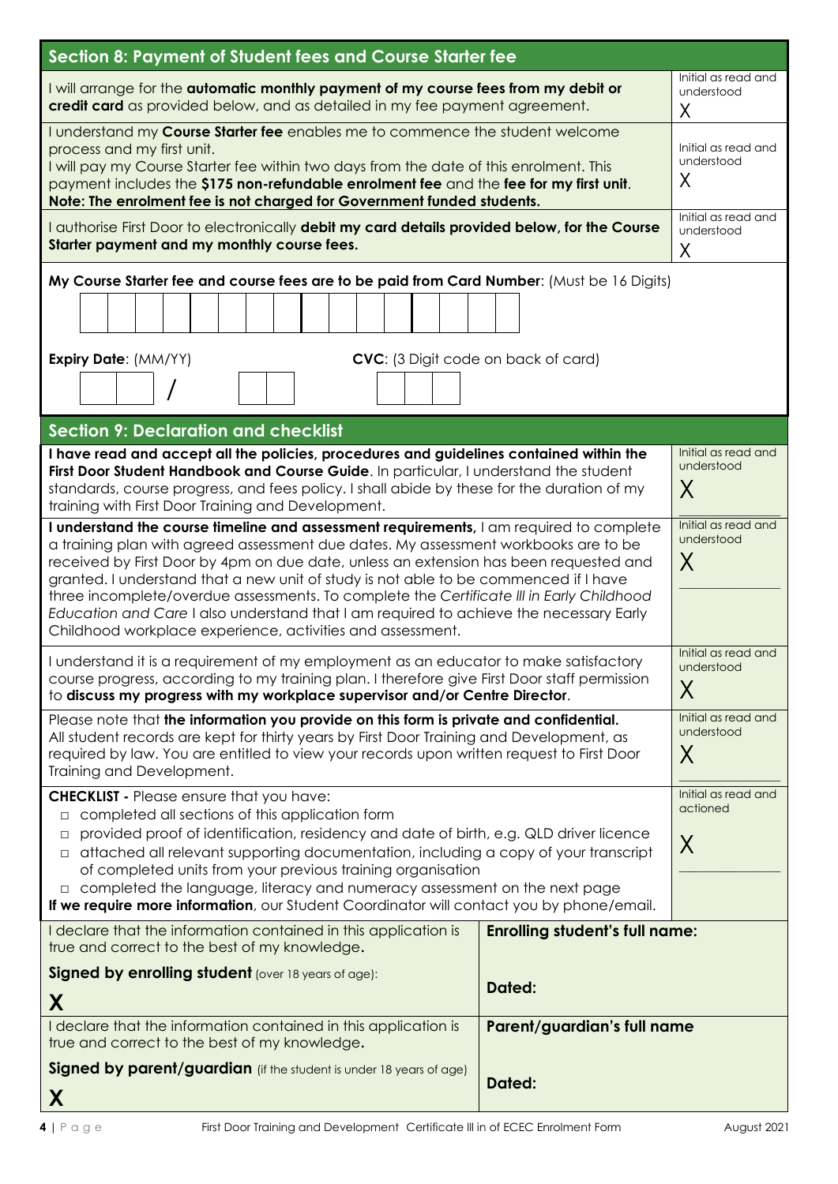## Section 8: Payment of Student fees and Course Starter fee

| | |
|---|---|
| I will arrange for the **automatic monthly payment of my course fees from my debit or credit card** as provided below, and as detailed in my fee payment agreement. | Initial as read and understood X |
| I understand my **Course Starter fee** enables me to commence the student welcome process and my first unit. I will pay my Course Starter fee within two days from the date of this enrolment. This payment includes the **$175 non-refundable enrolment fee** and the **fee for my first unit**. **Note: The enrolment fee is not charged for Government funded students.** | Initial as read and understood X |
| I authorise First Door to electronically **debit my card details provided below, for the Course Starter payment and my monthly course fees.** | Initial as read and understood X |

**My Course Starter fee and course fees are to be paid from Card Number**: (Must be 16 Digits)

| | | | | | | | | | | | | | | | |
|---|---|---|---|---|---|---|---|---|---|---|---|---|---|---|---|
| | | | | | | | | | | | | | | | |

**Expiry Date**: (MM/YY) ☐☐ / ☐☐

**CVC**: (3 Digit code on back of card) ☐☐☐

## Section 9: Declaration and checklist

| | |
|---|---|
| **I have read and accept all the policies, procedures and guidelines contained within the First Door Student Handbook and Course Guide**. In particular, I understand the student standards, course progress, and fees policy. I shall abide by these for the duration of my training with First Door Training and Development. | Initial as read and understood X |
| **I understand the course timeline and assessment requirements,** I am required to complete a training plan with agreed assessment due dates. My assessment workbooks are to be received by First Door by 4pm on due date, unless an extension has been requested and granted. I understand that a new unit of study is not able to be commenced if I have three incomplete/overdue assessments. To complete the *Certificate III in Early Childhood Education and Care* I also understand that I am required to achieve the necessary Early Childhood workplace experience, activities and assessment. | Initial as read and understood X |
| I understand it is a requirement of my employment as an educator to make satisfactory course progress, according to my training plan. I therefore give First Door staff permission to **discuss my progress with my workplace supervisor and/or Centre Director**. | Initial as read and understood X |
| Please note that **the information you provide on this form is private and confidential.** All student records are kept for thirty years by First Door Training and Development, as required by law. You are entitled to view your records upon written request to First Door Training and Development. | Initial as read and understood X |
| **CHECKLIST -** Please ensure that you have:<br>□ completed all sections of this application form<br>□ provided proof of identification, residency and date of birth, e.g. QLD driver licence<br>□ attached all relevant supporting documentation, including a copy of your transcript of completed units from your previous training organisation<br>□ completed the language, literacy and numeracy assessment on the next page<br>**If we require more information**, our Student Coordinator will contact you by phone/email. | Initial as read and actioned X |

| | |
|---|---|
| I declare that the information contained in this application is true and correct to the best of my knowledge.<br>**Signed by enrolling student** (over 18 years of age):<br>**X** | **Enrolling student's full name:**<br><br>**Dated:** |
| I declare that the information contained in this application is true and correct to the best of my knowledge.<br>**Signed by parent/guardian** (if the student is under 18 years of age)<br>**X** | **Parent/guardian's full name**<br><br>**Dated:** |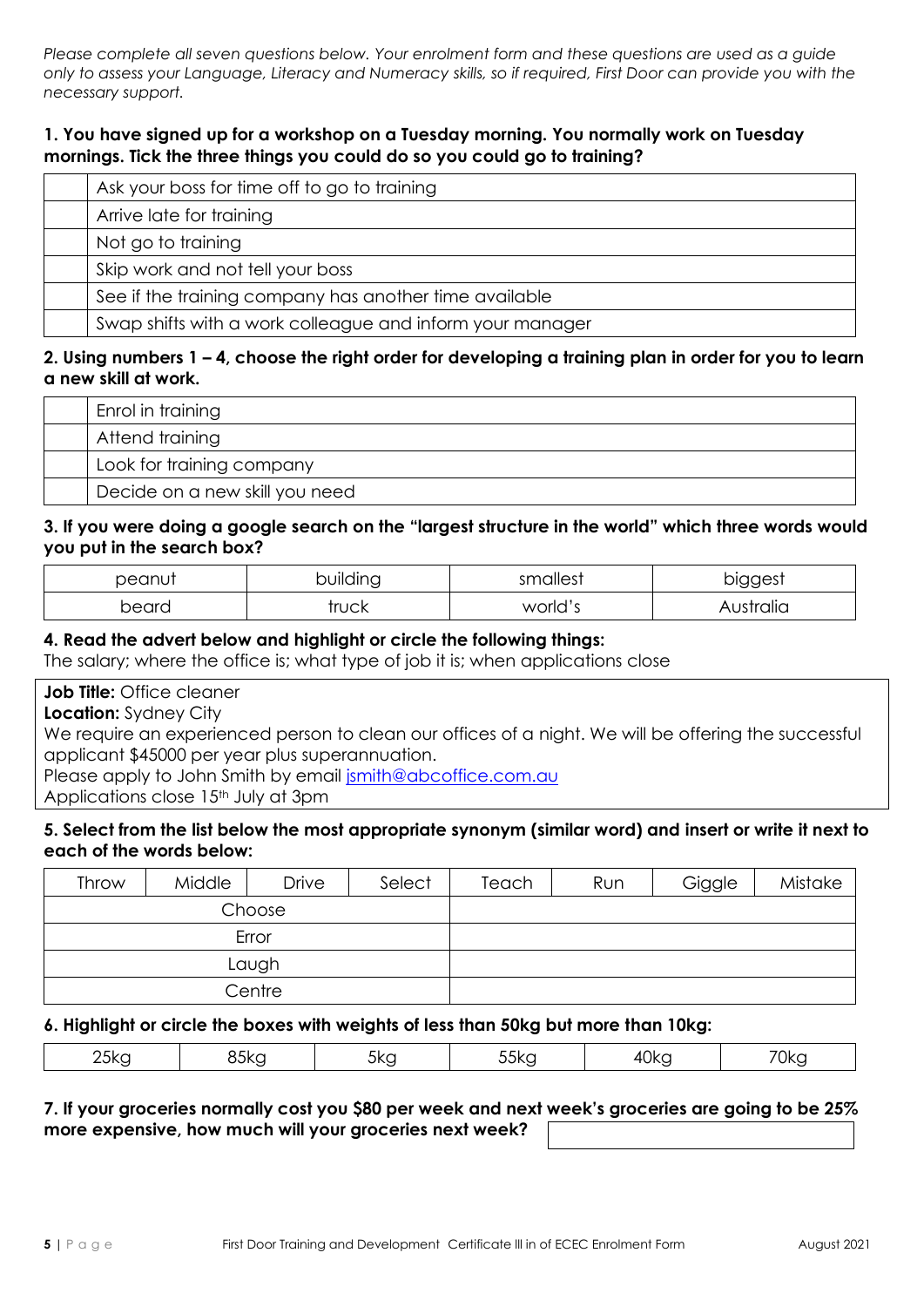*Please complete all seven questions below. Your enrolment form and these questions are used as a guide only to assess your Language, Literacy and Numeracy skills, so if required, First Door can provide you with the necessary support.*

**1. You have signed up for a workshop on a Tuesday morning. You normally work on Tuesday mornings. Tick the three things you could do so you could go to training?**

| | |
|---|---|
| | Ask your boss for time off to go to training |
| | Arrive late for training |
| | Not go to training |
| | Skip work and not tell your boss |
| | See if the training company has another time available |
| | Swap shifts with a work colleague and inform your manager |

**2. Using numbers 1 – 4, choose the right order for developing a training plan in order for you to learn a new skill at work.**

| | |
|---|---|
| | Enrol in training |
| | Attend training |
| | Look for training company |
| | Decide on a new skill you need |

**3. If you were doing a google search on the "largest structure in the world" which three words would you put in the search box?**

| | | | |
|---|---|---|---|
| peanut | building | smallest | biggest |
| beard | truck | world's | Australia |

**4. Read the advert below and highlight or circle the following things:**
The salary; where the office is; what type of job it is; when applications close

> **Job Title:** Office cleaner
> **Location:** Sydney City
> We require an experienced person to clean our offices of a night. We will be offering the successful applicant $45000 per year plus superannuation.
> Please apply to John Smith by email jsmith@abcoffice.com.au
> Applications close 15th July at 3pm

**5. Select from the list below the most appropriate synonym (similar word) and insert or write it next to each of the words below:**

| Throw | Middle | Drive | Select | Teach | Run | Giggle | Mistake |
|---|---|---|---|---|---|---|---|

| | |
|---|---|
| Choose | |
| Error | |
| Laugh | |
| Centre | |

**6. Highlight or circle the boxes with weights of less than 50kg but more than 10kg:**

| | | | | | |
|---|---|---|---|---|---|
| 25kg | 85kg | 5kg | 55kg | 40kg | 70kg |

**7. If your groceries normally cost you $80 per week and next week's groceries are going to be 25% more expensive, how much will your groceries next week?**